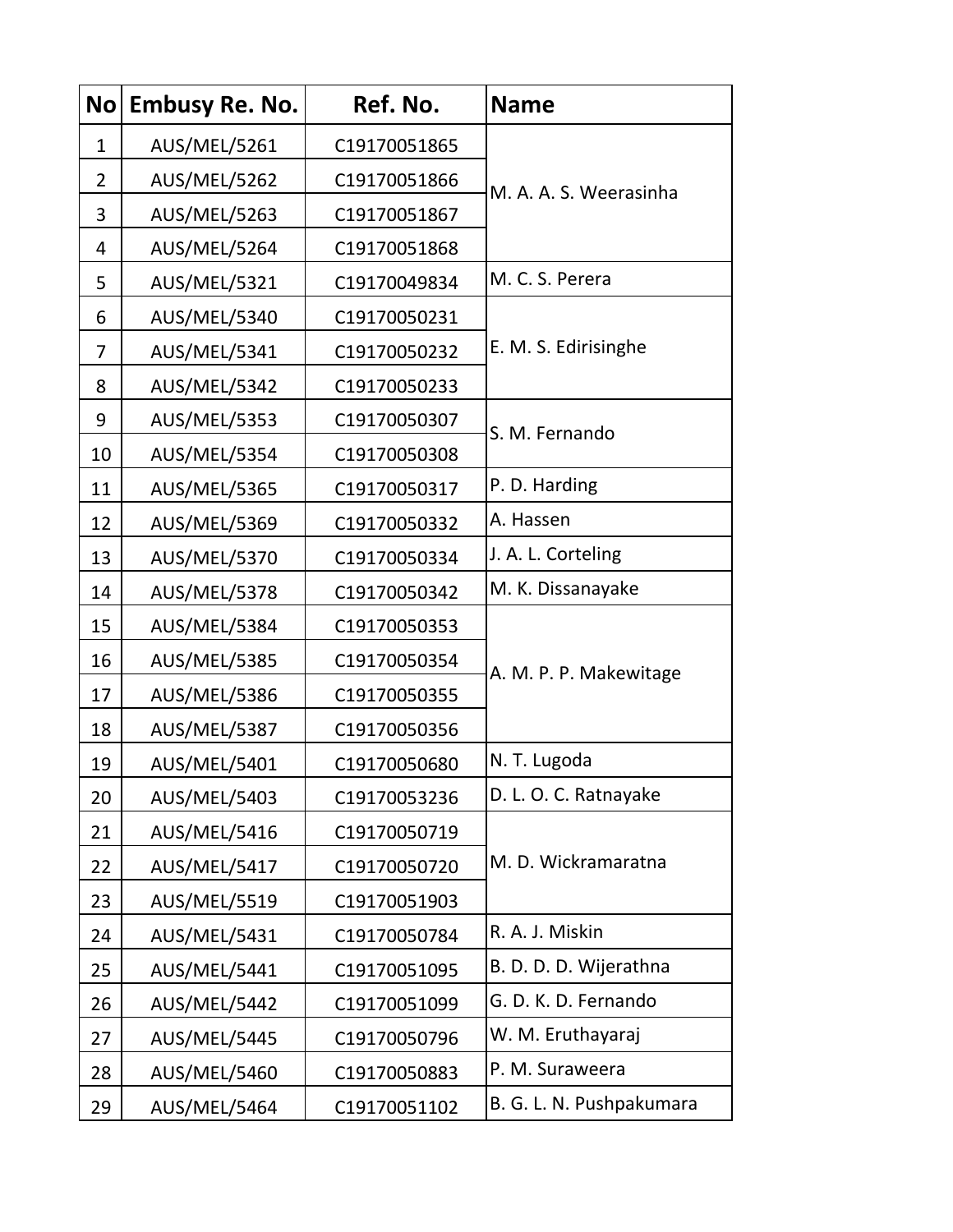| No | Embusy Re. No. | Ref. No. | Name |
|---|---|---|---|
| 1 | AUS/MEL/5261 | C19170051865 | M. A. A. S. Weerasinha |
| 2 | AUS/MEL/5262 | C19170051866 | |
| 3 | AUS/MEL/5263 | C19170051867 | |
| 4 | AUS/MEL/5264 | C19170051868 | |
| 5 | AUS/MEL/5321 | C19170049834 | M. C. S. Perera |
| 6 | AUS/MEL/5340 | C19170050231 | E. M. S. Edirisinghe |
| 7 | AUS/MEL/5341 | C19170050232 | |
| 8 | AUS/MEL/5342 | C19170050233 | |
| 9 | AUS/MEL/5353 | C19170050307 | S. M. Fernando |
| 10 | AUS/MEL/5354 | C19170050308 | |
| 11 | AUS/MEL/5365 | C19170050317 | P. D. Harding |
| 12 | AUS/MEL/5369 | C19170050332 | A. Hassen |
| 13 | AUS/MEL/5370 | C19170050334 | J. A. L. Corteling |
| 14 | AUS/MEL/5378 | C19170050342 | M. K. Dissanayake |
| 15 | AUS/MEL/5384 | C19170050353 | A. M. P. P. Makewitage |
| 16 | AUS/MEL/5385 | C19170050354 | |
| 17 | AUS/MEL/5386 | C19170050355 | |
| 18 | AUS/MEL/5387 | C19170050356 | |
| 19 | AUS/MEL/5401 | C19170050680 | N. T. Lugoda |
| 20 | AUS/MEL/5403 | C19170053236 | D. L. O. C. Ratnayake |
| 21 | AUS/MEL/5416 | C19170050719 | M. D. Wickramaratna |
| 22 | AUS/MEL/5417 | C19170050720 | |
| 23 | AUS/MEL/5519 | C19170051903 | |
| 24 | AUS/MEL/5431 | C19170050784 | R. A. J. Miskin |
| 25 | AUS/MEL/5441 | C19170051095 | B. D. D. D. Wijerathna |
| 26 | AUS/MEL/5442 | C19170051099 | G. D. K. D. Fernando |
| 27 | AUS/MEL/5445 | C19170050796 | W. M. Eruthayaraj |
| 28 | AUS/MEL/5460 | C19170050883 | P. M. Suraweera |
| 29 | AUS/MEL/5464 | C19170051102 | B. G. L. N. Pushpakumara |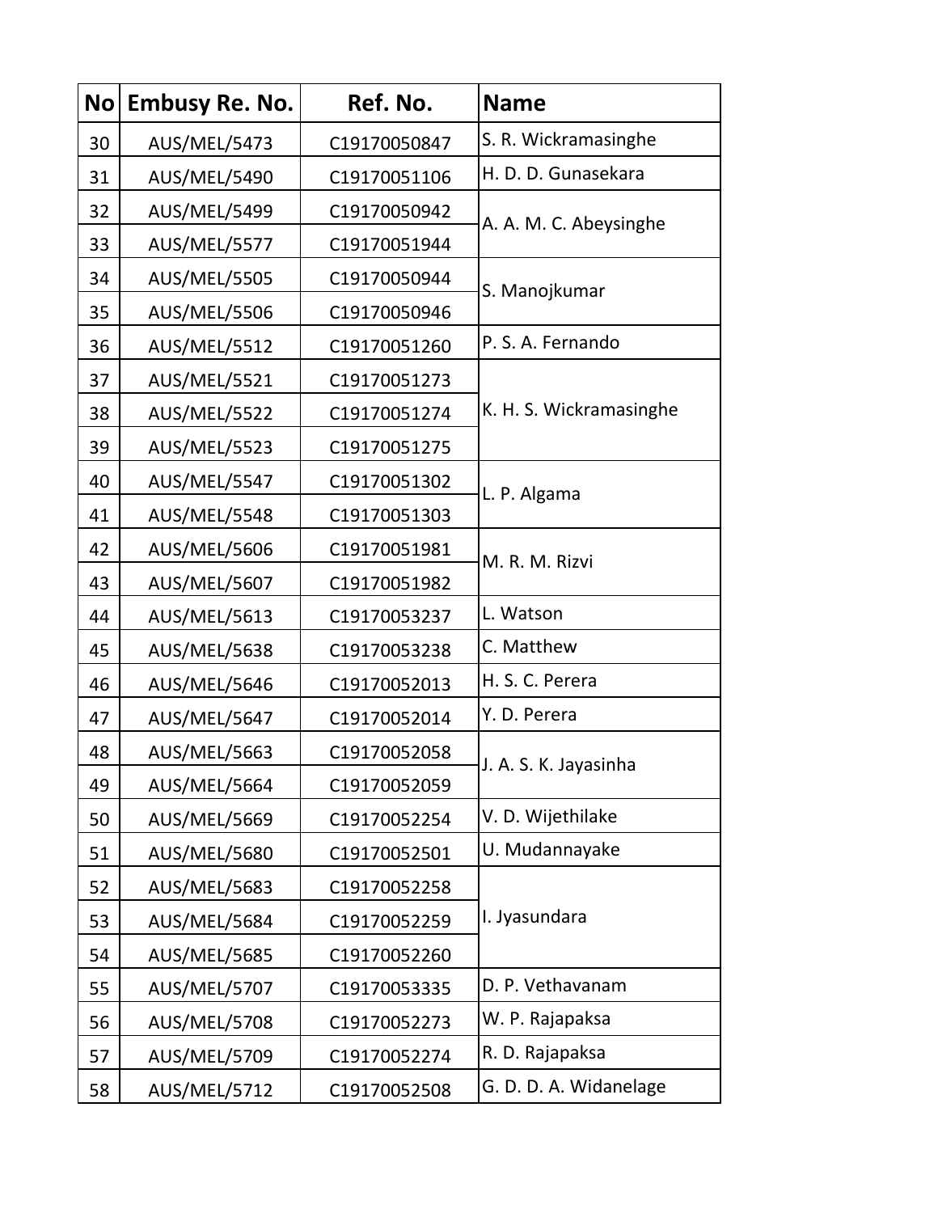| No | Embusy Re. No. | Ref. No. | Name |
| --- | --- | --- | --- |
| 30 | AUS/MEL/5473 | C19170050847 | S. R. Wickramasinghe |
| 31 | AUS/MEL/5490 | C19170051106 | H. D. D. Gunasekara |
| 32 | AUS/MEL/5499 | C19170050942 | A. A. M. C. Abeysinghe |
| 33 | AUS/MEL/5577 | C19170051944 | |
| 34 | AUS/MEL/5505 | C19170050944 | S. Manojkumar |
| 35 | AUS/MEL/5506 | C19170050946 | |
| 36 | AUS/MEL/5512 | C19170051260 | P. S. A. Fernando |
| 37 | AUS/MEL/5521 | C19170051273 | K. H. S. Wickramasinghe |
| 38 | AUS/MEL/5522 | C19170051274 | |
| 39 | AUS/MEL/5523 | C19170051275 | |
| 40 | AUS/MEL/5547 | C19170051302 | L. P. Algama |
| 41 | AUS/MEL/5548 | C19170051303 | |
| 42 | AUS/MEL/5606 | C19170051981 | M. R. M. Rizvi |
| 43 | AUS/MEL/5607 | C19170051982 | |
| 44 | AUS/MEL/5613 | C19170053237 | L. Watson |
| 45 | AUS/MEL/5638 | C19170053238 | C. Matthew |
| 46 | AUS/MEL/5646 | C19170052013 | H. S. C. Perera |
| 47 | AUS/MEL/5647 | C19170052014 | Y. D. Perera |
| 48 | AUS/MEL/5663 | C19170052058 | J. A. S. K. Jayasinha |
| 49 | AUS/MEL/5664 | C19170052059 | |
| 50 | AUS/MEL/5669 | C19170052254 | V. D. Wijethilake |
| 51 | AUS/MEL/5680 | C19170052501 | U. Mudannayake |
| 52 | AUS/MEL/5683 | C19170052258 | I. Jyasundara |
| 53 | AUS/MEL/5684 | C19170052259 | |
| 54 | AUS/MEL/5685 | C19170052260 | |
| 55 | AUS/MEL/5707 | C19170053335 | D. P. Vethavanam |
| 56 | AUS/MEL/5708 | C19170052273 | W. P. Rajapaksa |
| 57 | AUS/MEL/5709 | C19170052274 | R. D. Rajapaksa |
| 58 | AUS/MEL/5712 | C19170052508 | G. D. D. A. Widanelage |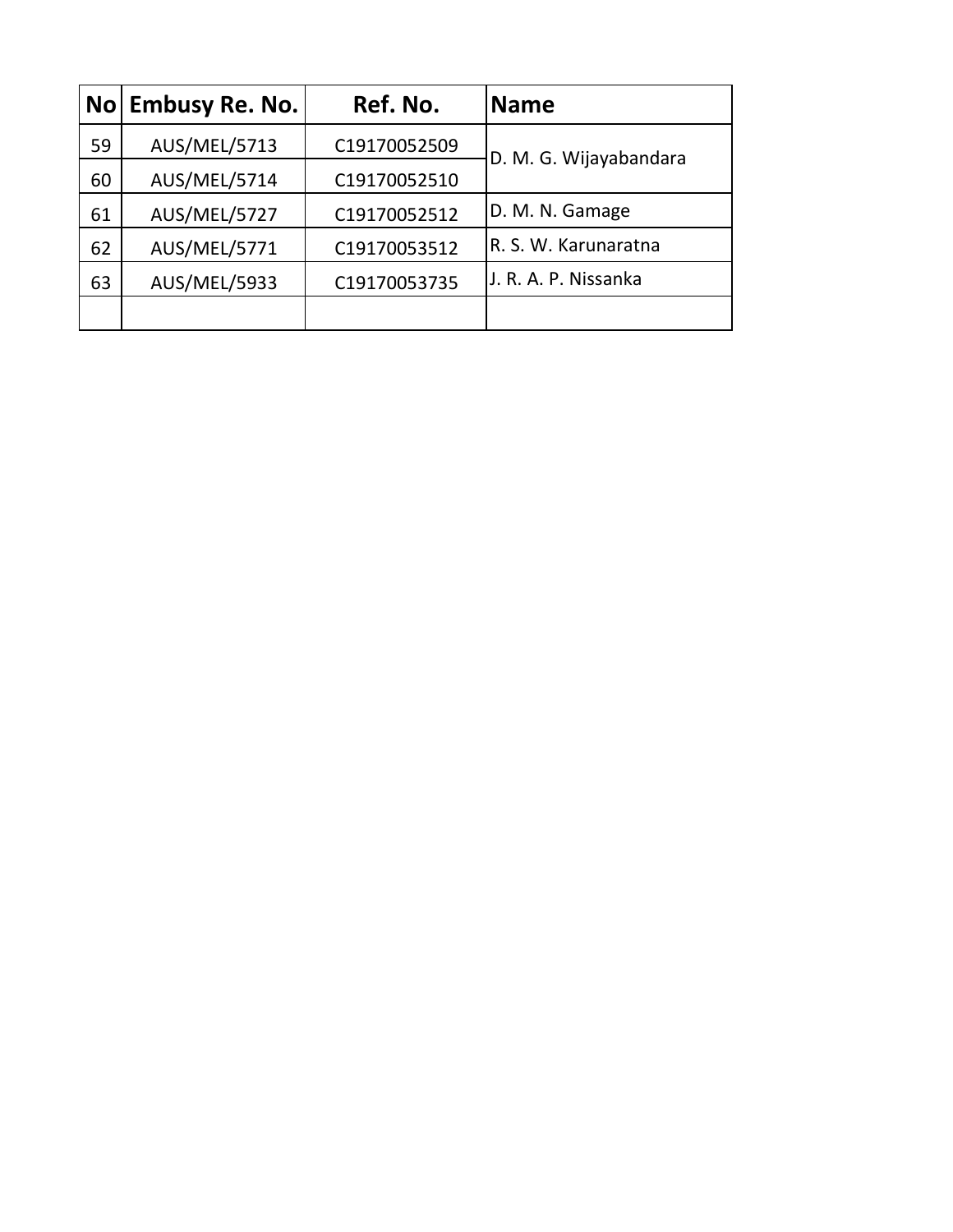| No | Embusy Re. No. | Ref. No. | Name |
|---|---|---|---|
| 59 | AUS/MEL/5713 | C19170052509 | D. M. G. Wijayabandara |
| 60 | AUS/MEL/5714 | C19170052510 | |
| 61 | AUS/MEL/5727 | C19170052512 | D. M. N. Gamage |
| 62 | AUS/MEL/5771 | C19170053512 | R. S. W. Karunaratna |
| 63 | AUS/MEL/5933 | C19170053735 | J. R. A. P. Nissanka |
| | | | |